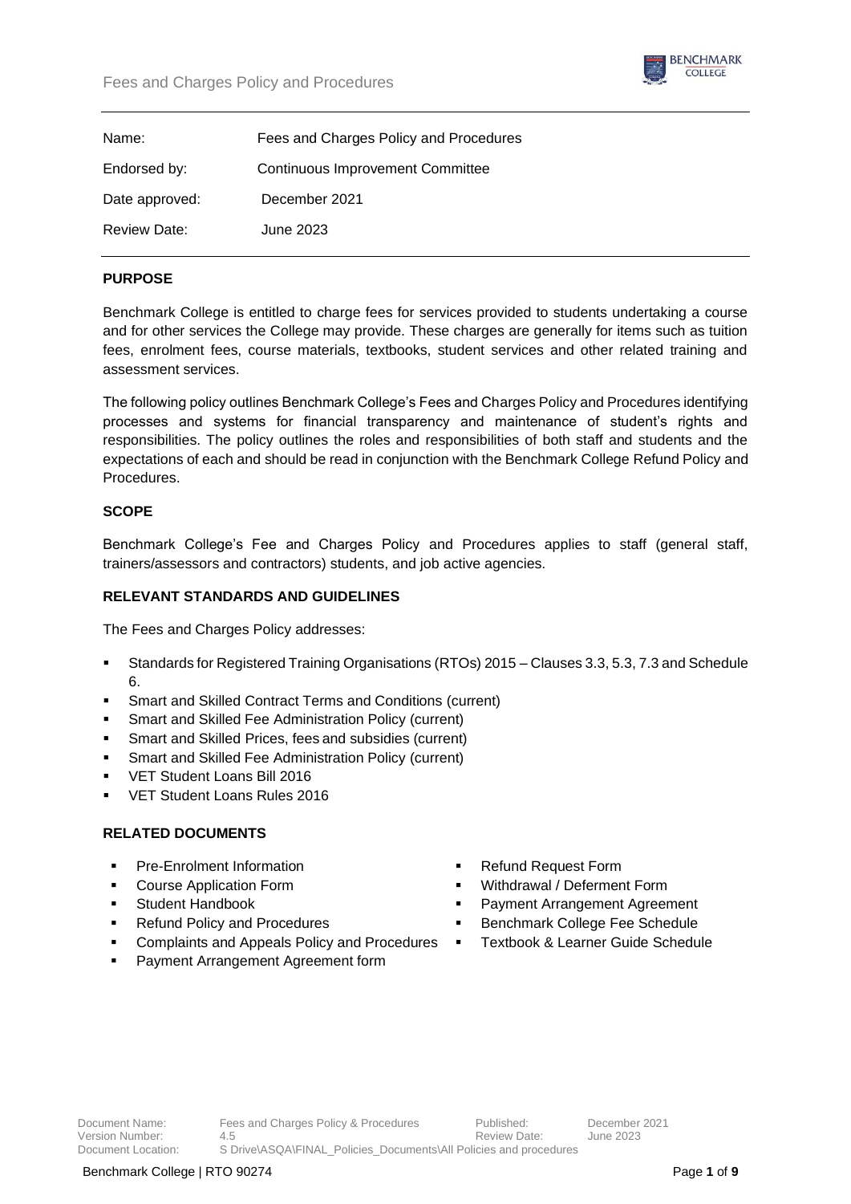| Name: | Fees and Charges Policy and Procedures |
|---|---|
| Endorsed by: | Continuous Improvement Committee |
| Date approved: | December 2021 |
| Review Date: | June 2023 |

## PURPOSE

Benchmark College is entitled to charge fees for services provided to students undertaking a course and for other services the College may provide. These charges are generally for items such as tuition fees, enrolment fees, course materials, textbooks, student services and other related training and assessment services.

The following policy outlines Benchmark College's Fees and Charges Policy and Procedures identifying processes and systems for financial transparency and maintenance of student's rights and responsibilities. The policy outlines the roles and responsibilities of both staff and students and the expectations of each and should be read in conjunction with the Benchmark College Refund Policy and Procedures.

## SCOPE

Benchmark College's Fee and Charges Policy and Procedures applies to staff (general staff, trainers/assessors and contractors) students, and job active agencies.

## RELEVANT STANDARDS AND GUIDELINES

The Fees and Charges Policy addresses:

- Standards for Registered Training Organisations (RTOs) 2015 – Clauses 3.3, 5.3, 7.3 and Schedule 6.
- Smart and Skilled Contract Terms and Conditions (current)
- Smart and Skilled Fee Administration Policy (current)
- Smart and Skilled Prices, fees and subsidies (current)
- Smart and Skilled Fee Administration Policy (current)
- VET Student Loans Bill 2016
- VET Student Loans Rules 2016

## RELATED DOCUMENTS

- Pre-Enrolment Information
- Course Application Form
- Student Handbook
- Refund Policy and Procedures
- Complaints and Appeals Policy and Procedures
- Payment Arrangement Agreement form
- Refund Request Form
- Withdrawal / Deferment Form
- Payment Arrangement Agreement
- Benchmark College Fee Schedule
- Textbook & Learner Guide Schedule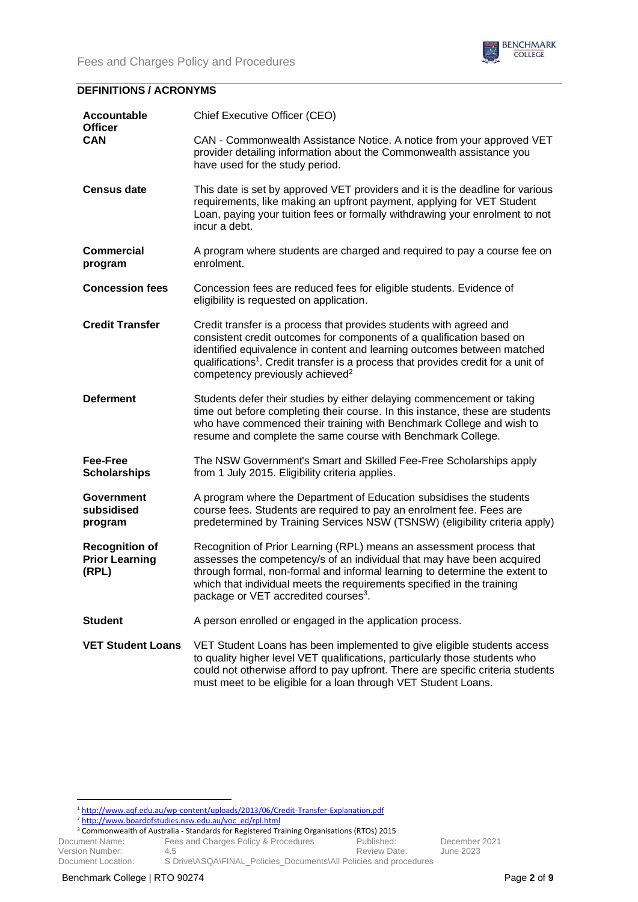## DEFINITIONS / ACRONYMS

| Term | Definition |
| --- | --- |
| **Accountable Officer** | Chief Executive Officer (CEO) |
| **CAN** | CAN - Commonwealth Assistance Notice. A notice from your approved VET provider detailing information about the Commonwealth assistance you have used for the study period. |
| **Census date** | This date is set by approved VET providers and it is the deadline for various requirements, like making an upfront payment, applying for VET Student Loan, paying your tuition fees or formally withdrawing your enrolment to not incur a debt. |
| **Commercial program** | A program where students are charged and required to pay a course fee on enrolment. |
| **Concession fees** | Concession fees are reduced fees for eligible students. Evidence of eligibility is requested on application. |
| **Credit Transfer** | Credit transfer is a process that provides students with agreed and consistent credit outcomes for components of a qualification based on identified equivalence in content and learning outcomes between matched qualifications[1]. Credit transfer is a process that provides credit for a unit of competency previously achieved[2] |
| **Deferment** | Students defer their studies by either delaying commencement or taking time out before completing their course. In this instance, these are students who have commenced their training with Benchmark College and wish to resume and complete the same course with Benchmark College. |
| **Fee-Free Scholarships** | The NSW Government's Smart and Skilled Fee-Free Scholarships apply from 1 July 2015. Eligibility criteria applies. |
| **Government subsidised program** | A program where the Department of Education subsidises the students course fees. Students are required to pay an enrolment fee. Fees are predetermined by Training Services NSW (TSNSW) (eligibility criteria apply) |
| **Recognition of Prior Learning (RPL)** | Recognition of Prior Learning (RPL) means an assessment process that assesses the competency/s of an individual that may have been acquired through formal, non-formal and informal learning to determine the extent to which that individual meets the requirements specified in the training package or VET accredited courses[3]. |
| **Student** | A person enrolled or engaged in the application process. |
| **VET Student Loans** | VET Student Loans has been implemented to give eligible students access to quality higher level VET qualifications, particularly those students who could not otherwise afford to pay upfront. There are specific criteria students must meet to be eligible for a loan through VET Student Loans. |

[1] http://www.aqf.edu.au/wp-content/uploads/2013/06/Credit-Transfer-Explanation.pdf

[2] http://www.boardofstudies.nsw.edu.au/voc_ed/rpl.html

[3] Commonwealth of Australia - Standards for Registered Training Organisations (RTOs) 2015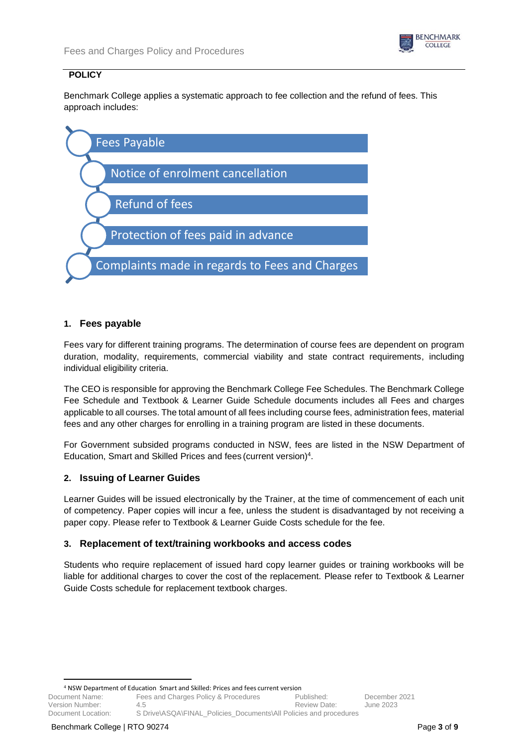**POLICY**

Benchmark College applies a systematic approach to fee collection and the refund of fees. This approach includes:

- Fees Payable
- Notice of enrolment cancellation
- Refund of fees
- Protection of fees paid in advance
- Complaints made in regards to Fees and Charges

## 1. Fees payable

Fees vary for different training programs. The determination of course fees are dependent on program duration, modality, requirements, commercial viability and state contract requirements, including individual eligibility criteria.

The CEO is responsible for approving the Benchmark College Fee Schedules. The Benchmark College Fee Schedule and Textbook & Learner Guide Schedule documents includes all Fees and charges applicable to all courses. The total amount of all fees including course fees, administration fees, material fees and any other charges for enrolling in a training program are listed in these documents.

For Government subsided programs conducted in NSW, fees are listed in the NSW Department of Education, Smart and Skilled Prices and fees (current version)[4].

## 2. Issuing of Learner Guides

Learner Guides will be issued electronically by the Trainer, at the time of commencement of each unit of competency. Paper copies will incur a fee, unless the student is disadvantaged by not receiving a paper copy. Please refer to Textbook & Learner Guide Costs schedule for the fee.

## 3. Replacement of text/training workbooks and access codes

Students who require replacement of issued hard copy learner guides or training workbooks will be liable for additional charges to cover the cost of the replacement. Please refer to Textbook & Learner Guide Costs schedule for replacement textbook charges.

[4] NSW Department of Education Smart and Skilled: Prices and fees current version

| Document Name: | Fees and Charges Policy & Procedures | Published: | December 2021 |
|---|---|---|---|
| Version Number: | 4.5 | Review Date: | June 2023 |
| Document Location: | S Drive\ASQA\FINAL_Policies_Documents\All Policies and procedures | | |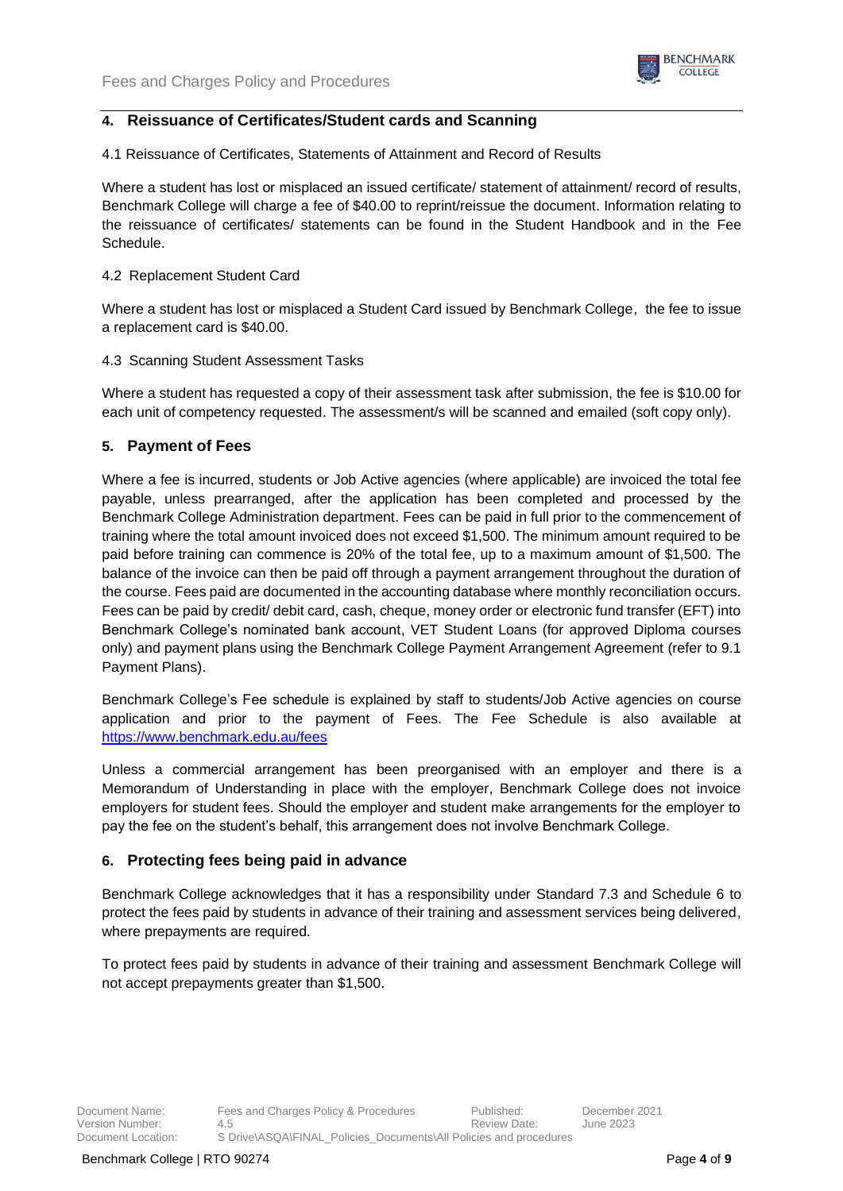## 4. Reissuance of Certificates/Student cards and Scanning

4.1 Reissuance of Certificates, Statements of Attainment and Record of Results

Where a student has lost or misplaced an issued certificate/ statement of attainment/ record of results, Benchmark College will charge a fee of $40.00 to reprint/reissue the document. Information relating to the reissuance of certificates/ statements can be found in the Student Handbook and in the Fee Schedule.

4.2 Replacement Student Card

Where a student has lost or misplaced a Student Card issued by Benchmark College, the fee to issue a replacement card is $40.00.

4.3 Scanning Student Assessment Tasks

Where a student has requested a copy of their assessment task after submission, the fee is $10.00 for each unit of competency requested. The assessment/s will be scanned and emailed (soft copy only).

## 5. Payment of Fees

Where a fee is incurred, students or Job Active agencies (where applicable) are invoiced the total fee payable, unless prearranged, after the application has been completed and processed by the Benchmark College Administration department. Fees can be paid in full prior to the commencement of training where the total amount invoiced does not exceed $1,500. The minimum amount required to be paid before training can commence is 20% of the total fee, up to a maximum amount of $1,500. The balance of the invoice can then be paid off through a payment arrangement throughout the duration of the course. Fees paid are documented in the accounting database where monthly reconciliation occurs. Fees can be paid by credit/ debit card, cash, cheque, money order or electronic fund transfer (EFT) into Benchmark College's nominated bank account, VET Student Loans (for approved Diploma courses only) and payment plans using the Benchmark College Payment Arrangement Agreement (refer to 9.1 Payment Plans).

Benchmark College's Fee schedule is explained by staff to students/Job Active agencies on course application and prior to the payment of Fees. The Fee Schedule is also available at https://www.benchmark.edu.au/fees

Unless a commercial arrangement has been preorganised with an employer and there is a Memorandum of Understanding in place with the employer, Benchmark College does not invoice employers for student fees. Should the employer and student make arrangements for the employer to pay the fee on the student's behalf, this arrangement does not involve Benchmark College.

## 6. Protecting fees being paid in advance

Benchmark College acknowledges that it has a responsibility under Standard 7.3 and Schedule 6 to protect the fees paid by students in advance of their training and assessment services being delivered, where prepayments are required.

To protect fees paid by students in advance of their training and assessment Benchmark College will not accept prepayments greater than $1,500.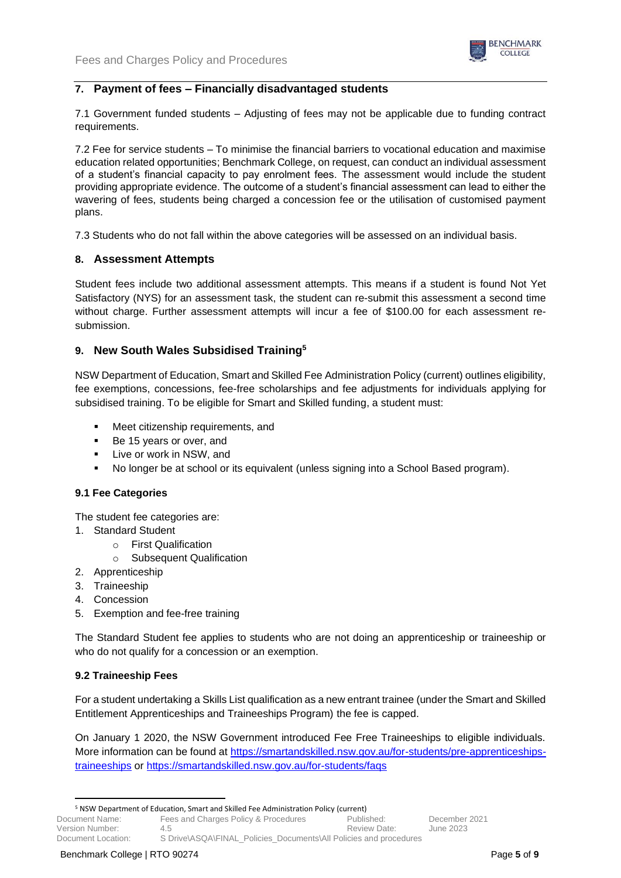## 7. Payment of fees – Financially disadvantaged students

7.1 Government funded students – Adjusting of fees may not be applicable due to funding contract requirements.

7.2 Fee for service students – To minimise the financial barriers to vocational education and maximise education related opportunities; Benchmark College, on request, can conduct an individual assessment of a student's financial capacity to pay enrolment fees. The assessment would include the student providing appropriate evidence. The outcome of a student's financial assessment can lead to either the wavering of fees, students being charged a concession fee or the utilisation of customised payment plans.

7.3 Students who do not fall within the above categories will be assessed on an individual basis.

## 8. Assessment Attempts

Student fees include two additional assessment attempts. This means if a student is found Not Yet Satisfactory (NYS) for an assessment task, the student can re-submit this assessment a second time without charge. Further assessment attempts will incur a fee of $100.00 for each assessment re-submission.

## 9. New South Wales Subsidised Training[5]

NSW Department of Education, Smart and Skilled Fee Administration Policy (current) outlines eligibility, fee exemptions, concessions, fee-free scholarships and fee adjustments for individuals applying for subsidised training. To be eligible for Smart and Skilled funding, a student must:

- Meet citizenship requirements, and
- Be 15 years or over, and
- Live or work in NSW, and
- No longer be at school or its equivalent (unless signing into a School Based program).

### 9.1 Fee Categories

The student fee categories are:

1. Standard Student
   - First Qualification
   - Subsequent Qualification
2. Apprenticeship
3. Traineeship
4. Concession
5. Exemption and fee-free training

The Standard Student fee applies to students who are not doing an apprenticeship or traineeship or who do not qualify for a concession or an exemption.

### 9.2 Traineeship Fees

For a student undertaking a Skills List qualification as a new entrant trainee (under the Smart and Skilled Entitlement Apprenticeships and Traineeships Program) the fee is capped.

On January 1 2020, the NSW Government introduced Fee Free Traineeships to eligible individuals. More information can be found at https://smartandskilled.nsw.gov.au/for-students/pre-apprenticeships-traineeships or https://smartandskilled.nsw.gov.au/for-students/faqs

[5] NSW Department of Education, Smart and Skilled Fee Administration Policy (current)

Document Name: Fees and Charges Policy & Procedures | Published: December 2021
Version Number: 4.5 | Review Date: June 2023
Document Location: S Drive\ASQA\FINAL_Policies_Documents\All Policies and procedures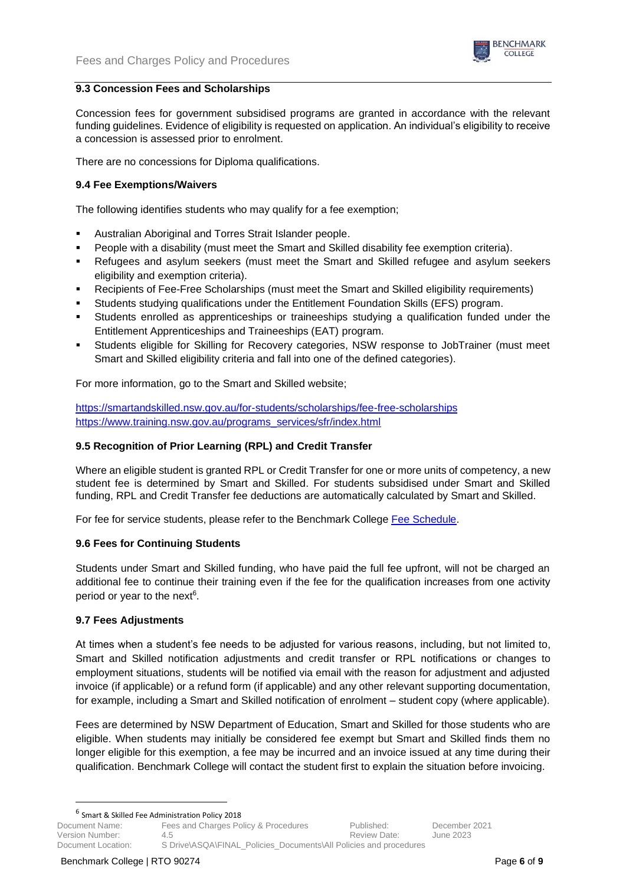### 9.3 Concession Fees and Scholarships

Concession fees for government subsidised programs are granted in accordance with the relevant funding guidelines. Evidence of eligibility is requested on application. An individual's eligibility to receive a concession is assessed prior to enrolment.

There are no concessions for Diploma qualifications.

### 9.4 Fee Exemptions/Waivers

The following identifies students who may qualify for a fee exemption;

- Australian Aboriginal and Torres Strait Islander people.
- People with a disability (must meet the Smart and Skilled disability fee exemption criteria).
- Refugees and asylum seekers (must meet the Smart and Skilled refugee and asylum seekers eligibility and exemption criteria).
- Recipients of Fee-Free Scholarships (must meet the Smart and Skilled eligibility requirements)
- Students studying qualifications under the Entitlement Foundation Skills (EFS) program.
- Students enrolled as apprenticeships or traineeships studying a qualification funded under the Entitlement Apprenticeships and Traineeships (EAT) program.
- Students eligible for Skilling for Recovery categories, NSW response to JobTrainer (must meet Smart and Skilled eligibility criteria and fall into one of the defined categories).

For more information, go to the Smart and Skilled website;

https://smartandskilled.nsw.gov.au/for-students/scholarships/fee-free-scholarships
https://www.training.nsw.gov.au/programs_services/sfr/index.html

### 9.5 Recognition of Prior Learning (RPL) and Credit Transfer

Where an eligible student is granted RPL or Credit Transfer for one or more units of competency, a new student fee is determined by Smart and Skilled. For students subsidised under Smart and Skilled funding, RPL and Credit Transfer fee deductions are automatically calculated by Smart and Skilled.

For fee for service students, please refer to the Benchmark College Fee Schedule.

### 9.6 Fees for Continuing Students

Students under Smart and Skilled funding, who have paid the full fee upfront, will not be charged an additional fee to continue their training even if the fee for the qualification increases from one activity period or year to the next[6].

### 9.7 Fees Adjustments

At times when a student's fee needs to be adjusted for various reasons, including, but not limited to, Smart and Skilled notification adjustments and credit transfer or RPL notifications or changes to employment situations, students will be notified via email with the reason for adjustment and adjusted invoice (if applicable) or a refund form (if applicable) and any other relevant supporting documentation, for example, including a Smart and Skilled notification of enrolment – student copy (where applicable).

Fees are determined by NSW Department of Education, Smart and Skilled for those students who are eligible. When students may initially be considered fee exempt but Smart and Skilled finds them no longer eligible for this exemption, a fee may be incurred and an invoice issued at any time during their qualification. Benchmark College will contact the student first to explain the situation before invoicing.

---

[6] Smart & Skilled Fee Administration Policy 2018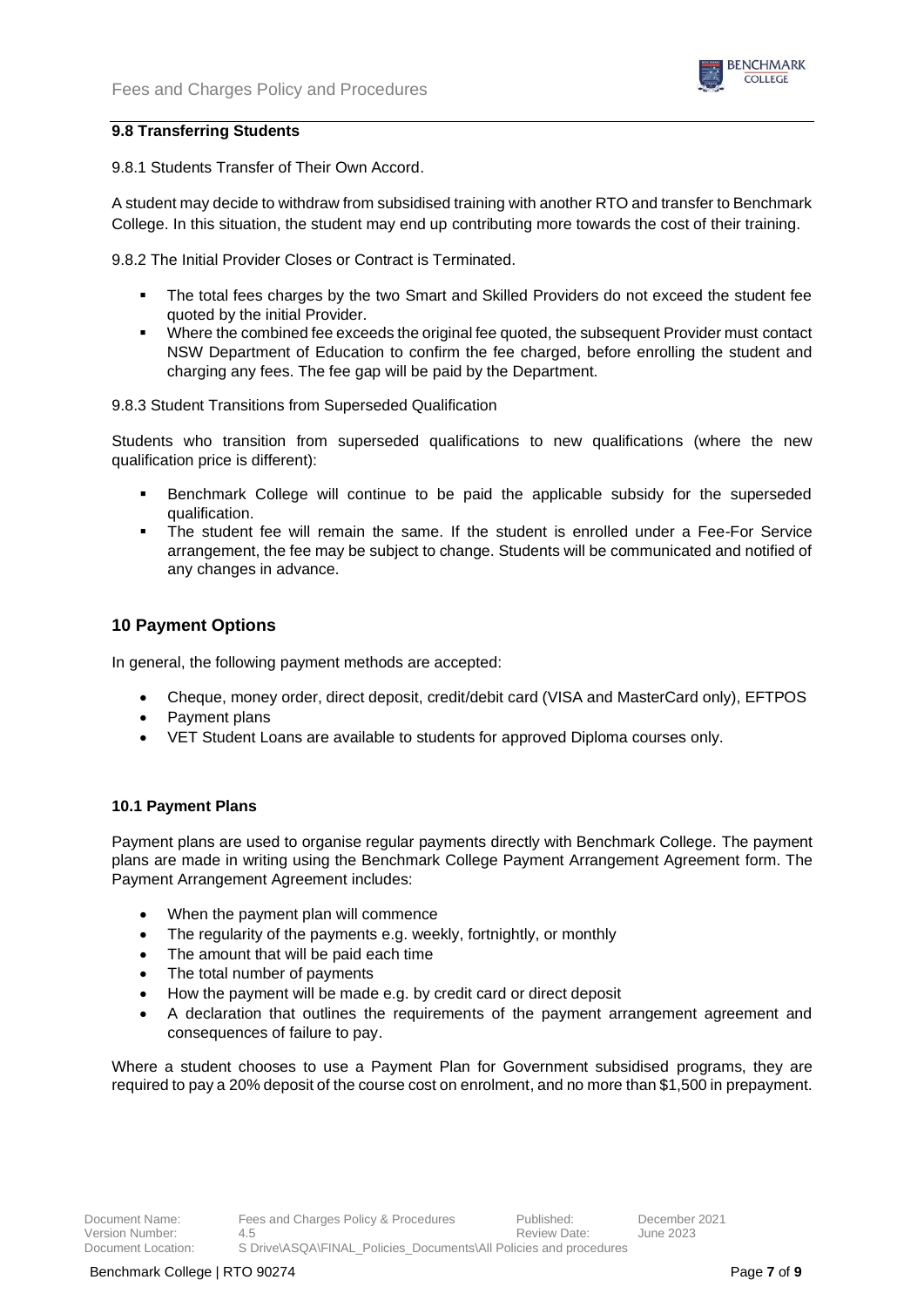### 9.8 Transferring Students

9.8.1 Students Transfer of Their Own Accord.

A student may decide to withdraw from subsidised training with another RTO and transfer to Benchmark College. In this situation, the student may end up contributing more towards the cost of their training.

9.8.2 The Initial Provider Closes or Contract is Terminated.

- The total fees charges by the two Smart and Skilled Providers do not exceed the student fee quoted by the initial Provider.
- Where the combined fee exceeds the original fee quoted, the subsequent Provider must contact NSW Department of Education to confirm the fee charged, before enrolling the student and charging any fees. The fee gap will be paid by the Department.

9.8.3 Student Transitions from Superseded Qualification

Students who transition from superseded qualifications to new qualifications (where the new qualification price is different):

- Benchmark College will continue to be paid the applicable subsidy for the superseded qualification.
- The student fee will remain the same. If the student is enrolled under a Fee-For Service arrangement, the fee may be subject to change. Students will be communicated and notified of any changes in advance.

## 10 Payment Options

In general, the following payment methods are accepted:

- Cheque, money order, direct deposit, credit/debit card (VISA and MasterCard only), EFTPOS
- Payment plans
- VET Student Loans are available to students for approved Diploma courses only.

### 10.1 Payment Plans

Payment plans are used to organise regular payments directly with Benchmark College. The payment plans are made in writing using the Benchmark College Payment Arrangement Agreement form. The Payment Arrangement Agreement includes:

- When the payment plan will commence
- The regularity of the payments e.g. weekly, fortnightly, or monthly
- The amount that will be paid each time
- The total number of payments
- How the payment will be made e.g. by credit card or direct deposit
- A declaration that outlines the requirements of the payment arrangement agreement and consequences of failure to pay.

Where a student chooses to use a Payment Plan for Government subsidised programs, they are required to pay a 20% deposit of the course cost on enrolment, and no more than $1,500 in prepayment.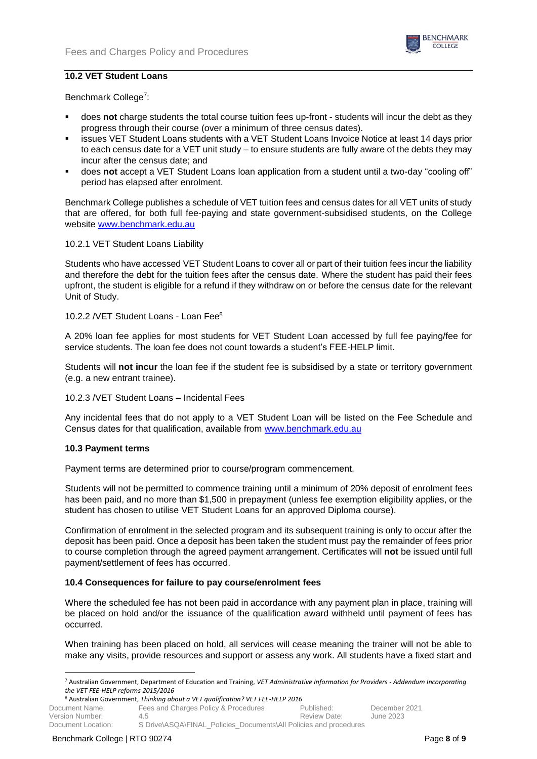### 10.2 VET Student Loans

Benchmark College[7]:

- does **not** charge students the total course tuition fees up-front - students will incur the debt as they progress through their course (over a minimum of three census dates).
- issues VET Student Loans students with a VET Student Loans Invoice Notice at least 14 days prior to each census date for a VET unit study – to ensure students are fully aware of the debts they may incur after the census date; and
- does **not** accept a VET Student Loans loan application from a student until a two-day "cooling off" period has elapsed after enrolment.

Benchmark College publishes a schedule of VET tuition fees and census dates for all VET units of study that are offered, for both full fee-paying and state government-subsidised students, on the College website www.benchmark.edu.au

10.2.1 VET Student Loans Liability

Students who have accessed VET Student Loans to cover all or part of their tuition fees incur the liability and therefore the debt for the tuition fees after the census date. Where the student has paid their fees upfront, the student is eligible for a refund if they withdraw on or before the census date for the relevant Unit of Study.

10.2.2 /VET Student Loans - Loan Fee[8]

A 20% loan fee applies for most students for VET Student Loan accessed by full fee paying/fee for service students. The loan fee does not count towards a student's FEE-HELP limit.

Students will **not incur** the loan fee if the student fee is subsidised by a state or territory government (e.g. a new entrant trainee).

10.2.3 /VET Student Loans – Incidental Fees

Any incidental fees that do not apply to a VET Student Loan will be listed on the Fee Schedule and Census dates for that qualification, available from www.benchmark.edu.au

### 10.3 Payment terms

Payment terms are determined prior to course/program commencement.

Students will not be permitted to commence training until a minimum of 20% deposit of enrolment fees has been paid, and no more than $1,500 in prepayment (unless fee exemption eligibility applies, or the student has chosen to utilise VET Student Loans for an approved Diploma course).

Confirmation of enrolment in the selected program and its subsequent training is only to occur after the deposit has been paid. Once a deposit has been taken the student must pay the remainder of fees prior to course completion through the agreed payment arrangement. Certificates will **not** be issued until full payment/settlement of fees has occurred.

### 10.4 Consequences for failure to pay course/enrolment fees

Where the scheduled fee has not been paid in accordance with any payment plan in place, training will be placed on hold and/or the issuance of the qualification award withheld until payment of fees has occurred.

When training has been placed on hold, all services will cease meaning the trainer will not be able to make any visits, provide resources and support or assess any work. All students have a fixed start and

---

[7] Australian Government, Department of Education and Training, *VET Administrative Information for Providers - Addendum Incorporating the VET FEE-HELP reforms 2015/2016*

[8] Australian Government, *Thinking about a VET qualification? VET FEE-HELP 2016*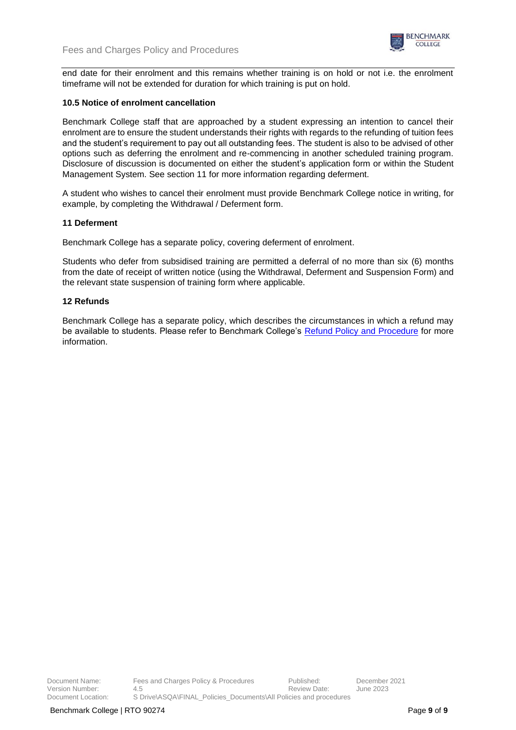end date for their enrolment and this remains whether training is on hold or not i.e. the enrolment timeframe will not be extended for duration for which training is put on hold.

### 10.5 Notice of enrolment cancellation

Benchmark College staff that are approached by a student expressing an intention to cancel their enrolment are to ensure the student understands their rights with regards to the refunding of tuition fees and the student's requirement to pay out all outstanding fees. The student is also to be advised of other options such as deferring the enrolment and re-commencing in another scheduled training program. Disclosure of discussion is documented on either the student's application form or within the Student Management System. See section 11 for more information regarding deferment.

A student who wishes to cancel their enrolment must provide Benchmark College notice in writing, for example, by completing the Withdrawal / Deferment form.

## 11 Deferment

Benchmark College has a separate policy, covering deferment of enrolment.

Students who defer from subsidised training are permitted a deferral of no more than six (6) months from the date of receipt of written notice (using the Withdrawal, Deferment and Suspension Form) and the relevant state suspension of training form where applicable.

## 12 Refunds

Benchmark College has a separate policy, which describes the circumstances in which a refund may be available to students. Please refer to Benchmark College's Refund Policy and Procedure for more information.